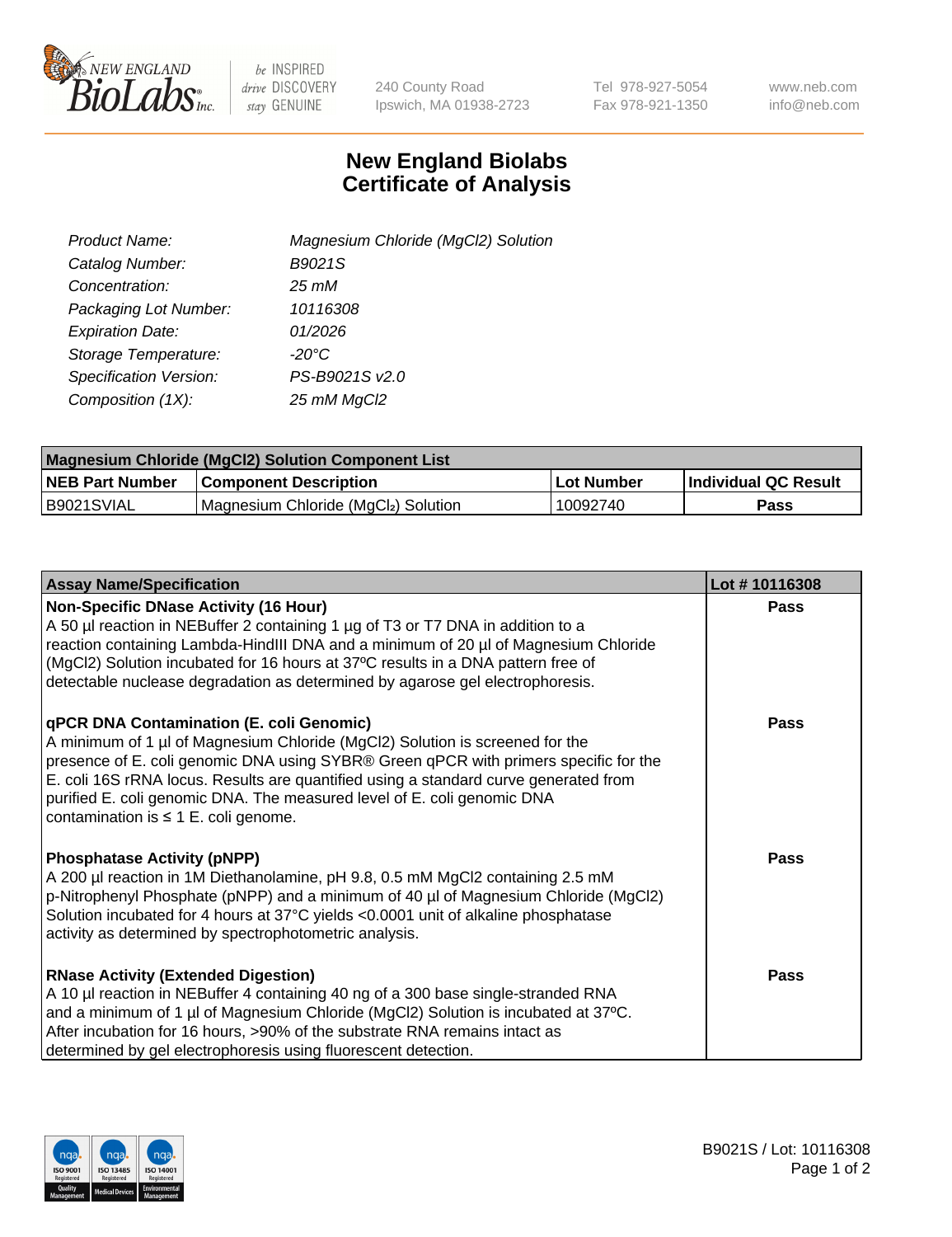New England BioLabs Inc. — be INSPIRED drive DISCOVERY stay GENUINE

240 County Road
Ipswich, MA 01938-2723

Tel 978-927-5054
Fax 978-921-1350

www.neb.com
info@neb.com

# New England Biolabs
# Certificate of Analysis

| | |
|---|---|
| *Product Name:* | *Magnesium Chloride (MgCl2) Solution* |
| *Catalog Number:* | *B9021S* |
| *Concentration:* | *25 mM* |
| *Packaging Lot Number:* | *10116308* |
| *Expiration Date:* | *01/2026* |
| *Storage Temperature:* | *-20°C* |
| *Specification Version:* | *PS-B9021S v2.0* |
| *Composition (1X):* | *25 mM MgCl2* |

| **Magnesium Chloride (MgCl2) Solution Component List** | | | |
|---|---|---|---|
| **NEB Part Number** | **Component Description** | **Lot Number** | **Individual QC Result** |
| B9021SVIAL | Magnesium Chloride ($MgCl_2$) Solution | 10092740 | **Pass** |

| **Assay Name/Specification** | **Lot # 10116308** |
|---|---|
| **Non-Specific DNase Activity (16 Hour)** A 50 µl reaction in NEBuffer 2 containing 1 µg of T3 or T7 DNA in addition to a reaction containing Lambda-HindIII DNA and a minimum of 20 µl of Magnesium Chloride (MgCl2) Solution incubated for 16 hours at 37ºC results in a DNA pattern free of detectable nuclease degradation as determined by agarose gel electrophoresis. | **Pass** |
| **qPCR DNA Contamination (E. coli Genomic)** A minimum of 1 µl of Magnesium Chloride (MgCl2) Solution is screened for the presence of E. coli genomic DNA using SYBR® Green qPCR with primers specific for the E. coli 16S rRNA locus. Results are quantified using a standard curve generated from purified E. coli genomic DNA. The measured level of E. coli genomic DNA contamination is ≤ 1 E. coli genome. | **Pass** |
| **Phosphatase Activity (pNPP)** A 200 µl reaction in 1M Diethanolamine, pH 9.8, 0.5 mM MgCl2 containing 2.5 mM p-Nitrophenyl Phosphate (pNPP) and a minimum of 40 µl of Magnesium Chloride (MgCl2) Solution incubated for 4 hours at 37°C yields <0.0001 unit of alkaline phosphatase activity as determined by spectrophotometric analysis. | **Pass** |
| **RNase Activity (Extended Digestion)** A 10 µl reaction in NEBuffer 4 containing 40 ng of a 300 base single-stranded RNA and a minimum of 1 µl of Magnesium Chloride (MgCl2) Solution is incubated at 37ºC. After incubation for 16 hours, >90% of the substrate RNA remains intact as determined by gel electrophoresis using fluorescent detection. | **Pass** |

B9021S / Lot: 10116308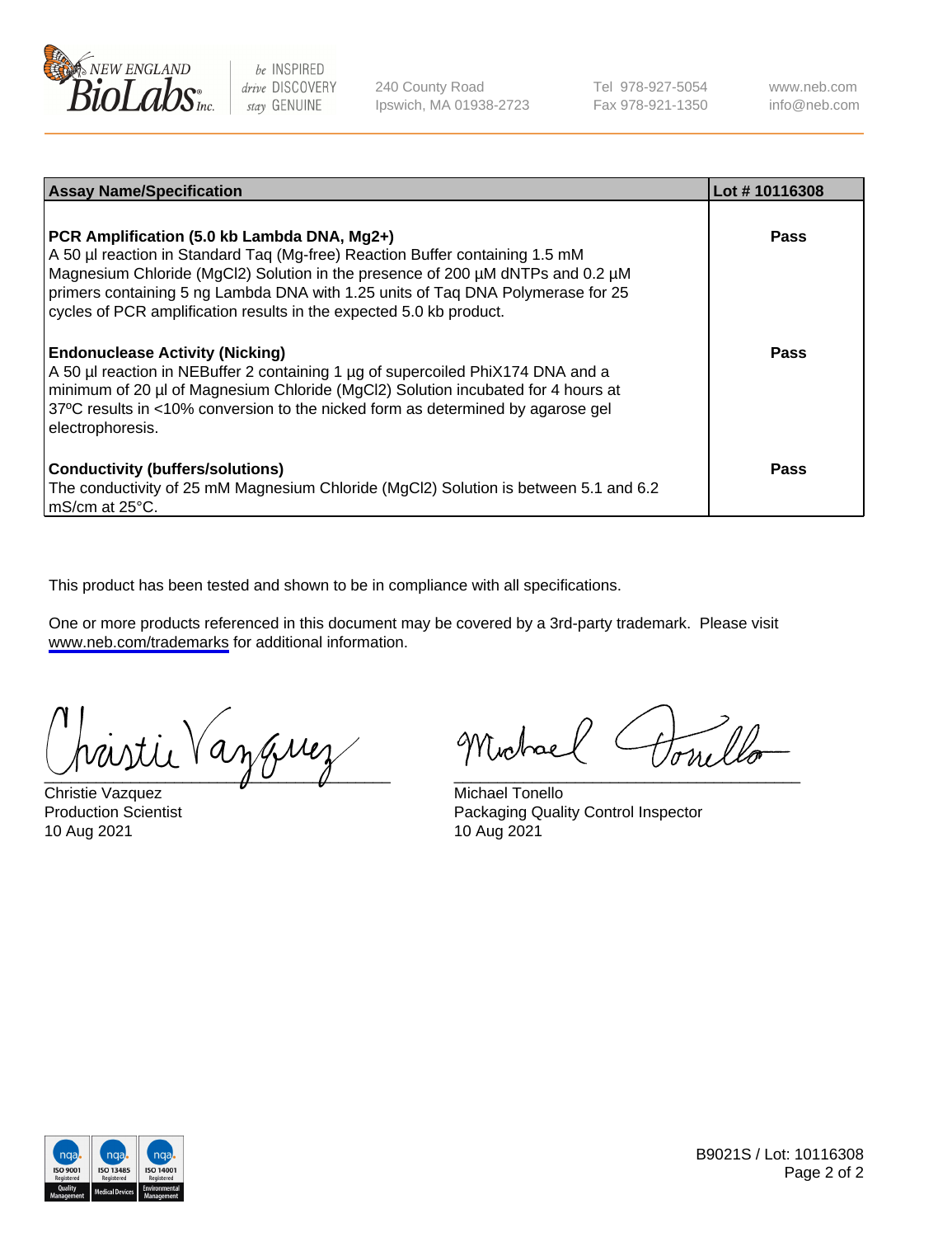| Assay Name/Specification | Lot # 10116308 |
|---|---|
| **PCR Amplification (5.0 kb Lambda DNA, Mg2+)**<br>A 50 µl reaction in Standard Taq (Mg-free) Reaction Buffer containing 1.5 mM Magnesium Chloride ($MgCl_2$) Solution in the presence of 200 µM dNTPs and 0.2 µM primers containing 5 ng Lambda DNA with 1.25 units of Taq DNA Polymerase for 25 cycles of PCR amplification results in the expected 5.0 kb product. | Pass |
| **Endonuclease Activity (Nicking)**<br>A 50 µl reaction in NEBuffer 2 containing 1 µg of supercoiled PhiX174 DNA and a minimum of 20 µl of Magnesium Chloride ($MgCl_2$) Solution incubated for 4 hours at 37ºC results in <10% conversion to the nicked form as determined by agarose gel electrophoresis. | Pass |
| **Conductivity (buffers/solutions)**<br>The conductivity of 25 mM Magnesium Chloride ($MgCl_2$) Solution is between 5.1 and 6.2 mS/cm at 25°C. | Pass |

This product has been tested and shown to be in compliance with all specifications.

One or more products referenced in this document may be covered by a 3rd-party trademark. Please visit www.neb.com/trademarks for additional information.

Christie Vazquez
Production Scientist
10 Aug 2021

Michael Tonello
Packaging Quality Control Inspector
10 Aug 2021

B9021S / Lot: 10116308